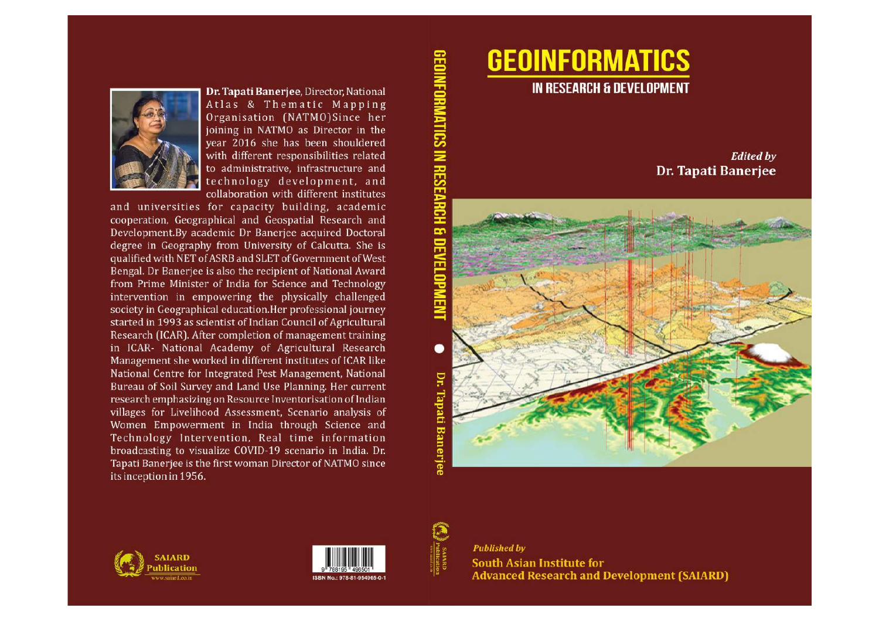# GEOINFORMATICS

## IN RESEARCH & DEVELOPMENT

*Edited by*

**Dr. Tapati Banerjee**

*Published by*

**South Asian Institute for Advanced Research and Development (SAIARD)**

---

GEOINFORMATICS IN RESEARCH & DEVELOPMENT • Dr. Tapati Banerjee

---

**Dr. Tapati Banerjee**, Director, National Atlas & Thematic Mapping Organisation (NATMO)Since her joining in NATMO as Director in the year 2016 she has been shouldered with different responsibilities related to administrative, infrastructure and technology development, and collaboration with different institutes and universities for capacity building, academic cooperation, Geographical and Geospatial Research and Development.By academic Dr Banerjee acquired Doctoral degree in Geography from University of Calcutta. She is qualified with NET of ASRB and SLET of Government of West Bengal. Dr Banerjee is also the recipient of National Award from Prime Minister of India for Science and Technology intervention in empowering the physically challenged society in Geographical education.Her professional journey started in 1993 as scientist of Indian Council of Agricultural Research (ICAR). After completion of management training in ICAR- National Academy of Agricultural Research Management she worked in different institutes of ICAR like National Centre for Integrated Pest Management, National Bureau of Soil Survey and Land Use Planning. Her current research emphasizing on Resource Inventorisation of Indian villages for Livelihood Assessment, Scenario analysis of Women Empowerment in India through Science and Technology Intervention, Real time information broadcasting to visualize COVID-19 scenario in India. Dr. Tapati Banerjee is the first woman Director of NATMO since its inception in 1956.

SAIARD Publication
www.saiard.co.in

ISBN No.: 978-81-954965-0-1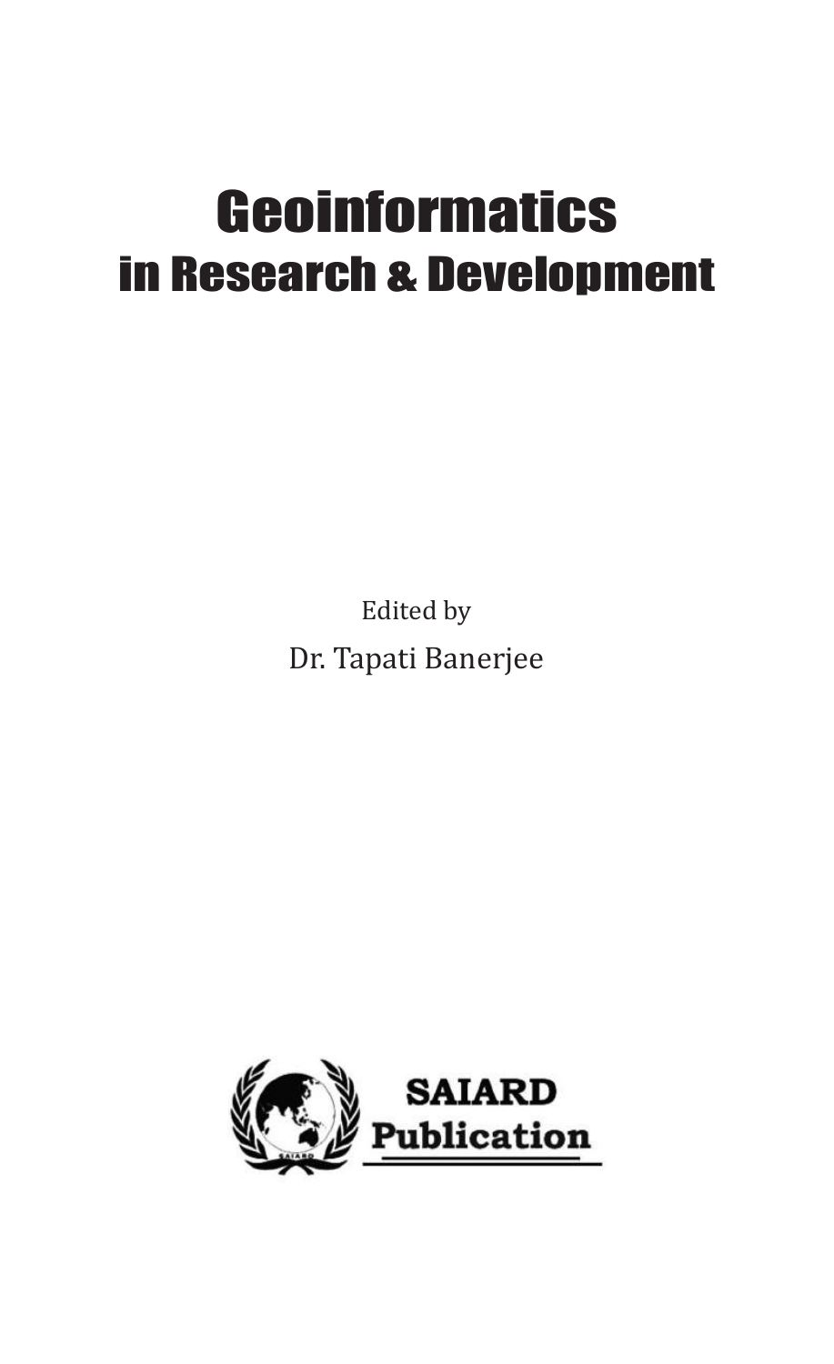# Geoinformatics
## in Research & Development

Edited by

Dr. Tapati Banerjee

SAIARD

Publication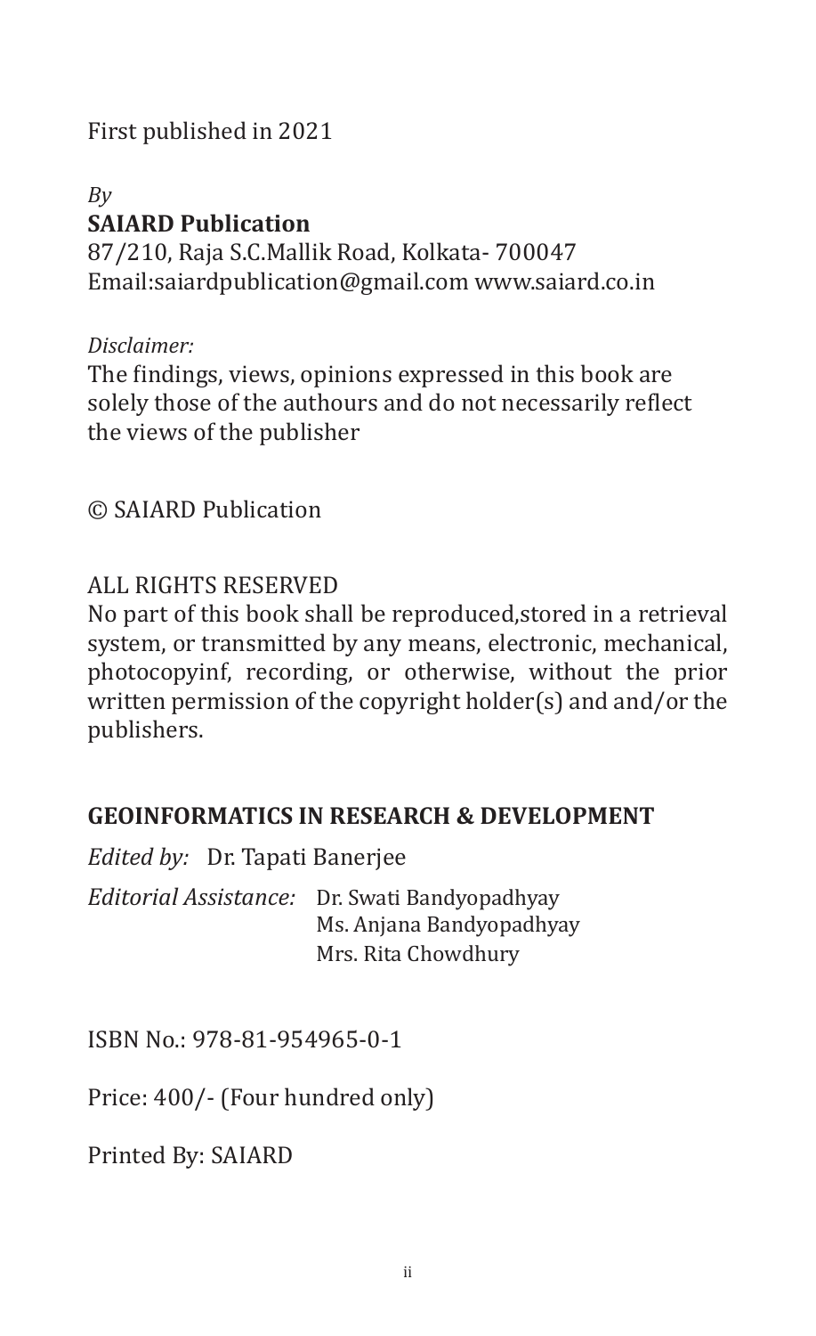First published in 2021

*By*
**SAIARD Publication**
87/210, Raja S.C.Mallik Road, Kolkata- 700047
Email:saiardpublication@gmail.com www.saiard.co.in

*Disclaimer:*
The findings, views, opinions expressed in this book are solely those of the authours and do not necessarily reflect the views of the publisher

© SAIARD Publication

ALL RIGHTS RESERVED
No part of this book shall be reproduced,stored in a retrieval system, or transmitted by any means, electronic, mechanical, photocopyinf, recording, or otherwise, without the prior written permission of the copyright holder(s) and and/or the publishers.

**GEOINFORMATICS IN RESEARCH & DEVELOPMENT**

*Edited by:* Dr. Tapati Banerjee

*Editorial Assistance:* Dr. Swati Bandyopadhyay
Ms. Anjana Bandyopadhyay
Mrs. Rita Chowdhury

ISBN No.: 978-81-954965-0-1

Price: 400/- (Four hundred only)

Printed By: SAIARD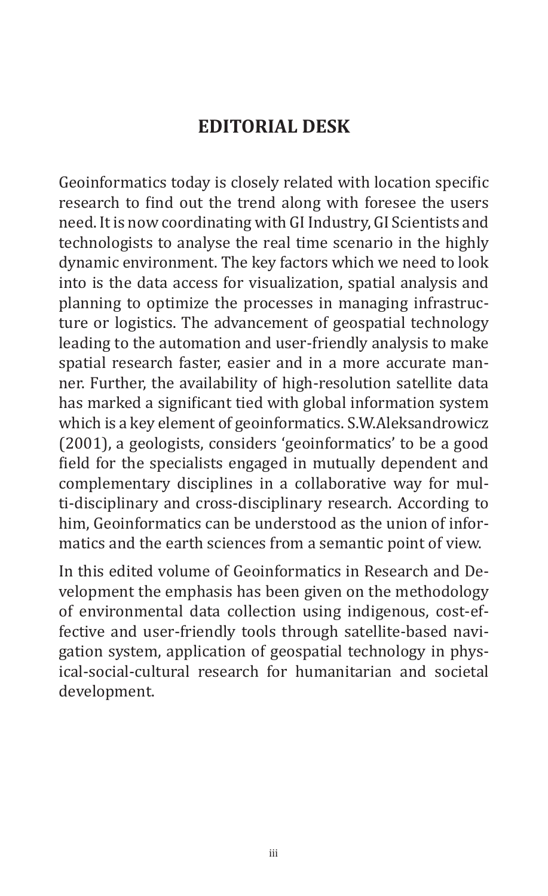# EDITORIAL DESK

Geoinformatics today is closely related with location specific research to find out the trend along with foresee the users need. It is now coordinating with GI Industry, GI Scientists and technologists to analyse the real time scenario in the highly dynamic environment. The key factors which we need to look into is the data access for visualization, spatial analysis and planning to optimize the processes in managing infrastructure or logistics. The advancement of geospatial technology leading to the automation and user-friendly analysis to make spatial research faster, easier and in a more accurate manner. Further, the availability of high-resolution satellite data has marked a significant tied with global information system which is a key element of geoinformatics. S.W.Aleksandrowicz (2001), a geologists, considers 'geoinformatics' to be a good field for the specialists engaged in mutually dependent and complementary disciplines in a collaborative way for multi-disciplinary and cross-disciplinary research. According to him, Geoinformatics can be understood as the union of informatics and the earth sciences from a semantic point of view.

In this edited volume of Geoinformatics in Research and Development the emphasis has been given on the methodology of environmental data collection using indigenous, cost-effective and user-friendly tools through satellite-based navigation system, application of geospatial technology in physical-social-cultural research for humanitarian and societal development.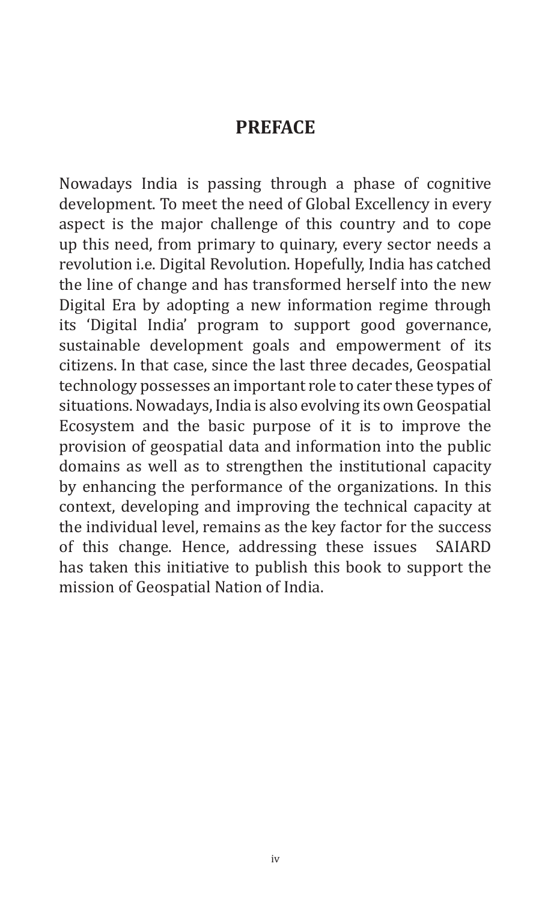# PREFACE

Nowadays India is passing through a phase of cognitive development. To meet the need of Global Excellency in every aspect is the major challenge of this country and to cope up this need, from primary to quinary, every sector needs a revolution i.e. Digital Revolution. Hopefully, India has catched the line of change and has transformed herself into the new Digital Era by adopting a new information regime through its 'Digital India' program to support good governance, sustainable development goals and empowerment of its citizens. In that case, since the last three decades, Geospatial technology possesses an important role to cater these types of situations. Nowadays, India is also evolving its own Geospatial Ecosystem and the basic purpose of it is to improve the provision of geospatial data and information into the public domains as well as to strengthen the institutional capacity by enhancing the performance of the organizations. In this context, developing and improving the technical capacity at the individual level, remains as the key factor for the success of this change. Hence, addressing these issues SAIARD has taken this initiative to publish this book to support the mission of Geospatial Nation of India.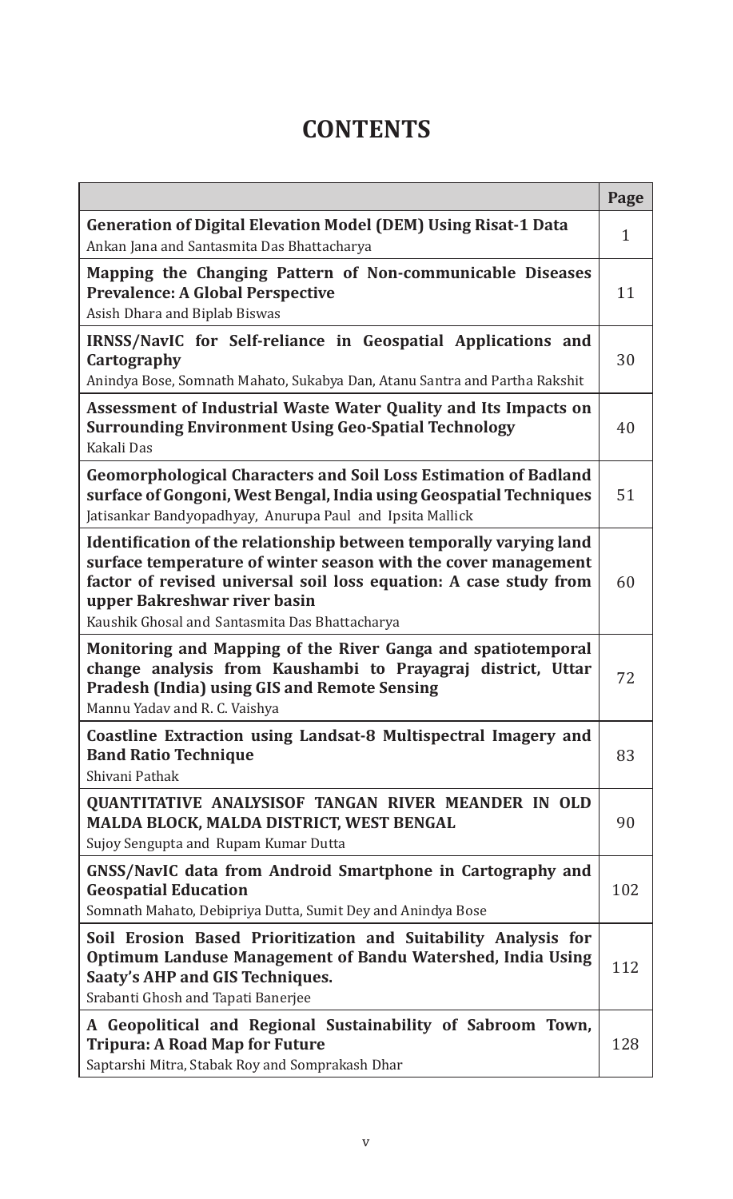# CONTENTS

| | Page |
|---|---|
| **Generation of Digital Elevation Model (DEM) Using Risat-1 Data**<br>Ankan Jana and Santasmita Das Bhattacharya | 1 |
| **Mapping the Changing Pattern of Non-communicable Diseases Prevalence: A Global Perspective**<br>Asish Dhara and Biplab Biswas | 11 |
| **IRNSS/NavIC for Self-reliance in Geospatial Applications and Cartography**<br>Anindya Bose, Somnath Mahato, Sukabya Dan, Atanu Santra and Partha Rakshit | 30 |
| **Assessment of Industrial Waste Water Quality and Its Impacts on Surrounding Environment Using Geo-Spatial Technology**<br>Kakali Das | 40 |
| **Geomorphological Characters and Soil Loss Estimation of Badland surface of Gongoni, West Bengal, India using Geospatial Techniques**<br>Jatisankar Bandyopadhyay, Anurupa Paul and Ipsita Mallick | 51 |
| **Identification of the relationship between temporally varying land surface temperature of winter season with the cover management factor of revised universal soil loss equation: A case study from upper Bakreshwar river basin**<br>Kaushik Ghosal and Santasmita Das Bhattacharya | 60 |
| **Monitoring and Mapping of the River Ganga and spatiotemporal change analysis from Kaushambi to Prayagraj district, Uttar Pradesh (India) using GIS and Remote Sensing**<br>Mannu Yadav and R. C. Vaishya | 72 |
| **Coastline Extraction using Landsat-8 Multispectral Imagery and Band Ratio Technique**<br>Shivani Pathak | 83 |
| **QUANTITATIVE ANALYSISOF TANGAN RIVER MEANDER IN OLD MALDA BLOCK, MALDA DISTRICT, WEST BENGAL**<br>Sujoy Sengupta and Rupam Kumar Dutta | 90 |
| **GNSS/NavIC data from Android Smartphone in Cartography and Geospatial Education**<br>Somnath Mahato, Debipriya Dutta, Sumit Dey and Anindya Bose | 102 |
| **Soil Erosion Based Prioritization and Suitability Analysis for Optimum Landuse Management of Bandu Watershed, India Using Saaty's AHP and GIS Techniques.**<br>Srabanti Ghosh and Tapati Banerjee | 112 |
| **A Geopolitical and Regional Sustainability of Sabroom Town, Tripura: A Road Map for Future**<br>Saptarshi Mitra, Stabak Roy and Somprakash Dhar | 128 |